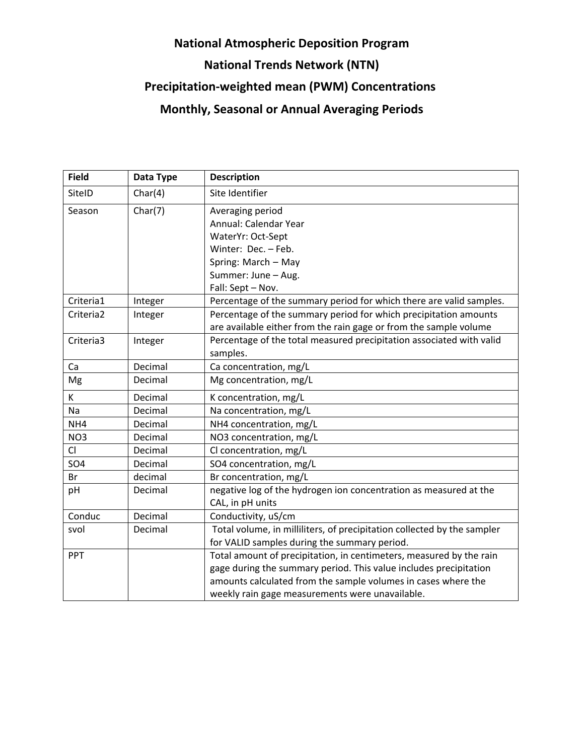# National Atmospheric Deposition Program

## National Trends Network (NTN)

## Precipitation-weighted mean (PWM) Concentrations

## Monthly, Seasonal or Annual Averaging Periods

| Field | Data Type | Description |
|---|---|---|
| SiteID | Char(4) | Site Identifier |
| Season | Char(7) | Averaging period<br>Annual: Calendar Year<br>WaterYr: Oct-Sept<br>Winter: Dec. – Feb.<br>Spring: March – May<br>Summer: June – Aug.<br>Fall: Sept – Nov. |
| Criteria1 | Integer | Percentage of the summary period for which there are valid samples. |
| Criteria2 | Integer | Percentage of the summary period for which precipitation amounts are available either from the rain gage or from the sample volume |
| Criteria3 | Integer | Percentage of the total measured precipitation associated with valid samples. |
| Ca | Decimal | Ca concentration, mg/L |
| Mg | Decimal | Mg concentration, mg/L |
| K | Decimal | K concentration, mg/L |
| Na | Decimal | Na concentration, mg/L |
| NH4 | Decimal | NH4 concentration, mg/L |
| NO3 | Decimal | NO3 concentration, mg/L |
| Cl | Decimal | Cl concentration, mg/L |
| SO4 | Decimal | SO4 concentration, mg/L |
| Br | decimal | Br concentration, mg/L |
| pH | Decimal | negative log of the hydrogen ion concentration as measured at the CAL, in pH units |
| Conduc | Decimal | Conductivity, uS/cm |
| svol | Decimal | Total volume, in milliliters, of precipitation collected by the sampler for VALID samples during the summary period. |
| PPT | | Total amount of precipitation, in centimeters, measured by the rain gage during the summary period. This value includes precipitation amounts calculated from the sample volumes in cases where the weekly rain gage measurements were unavailable. |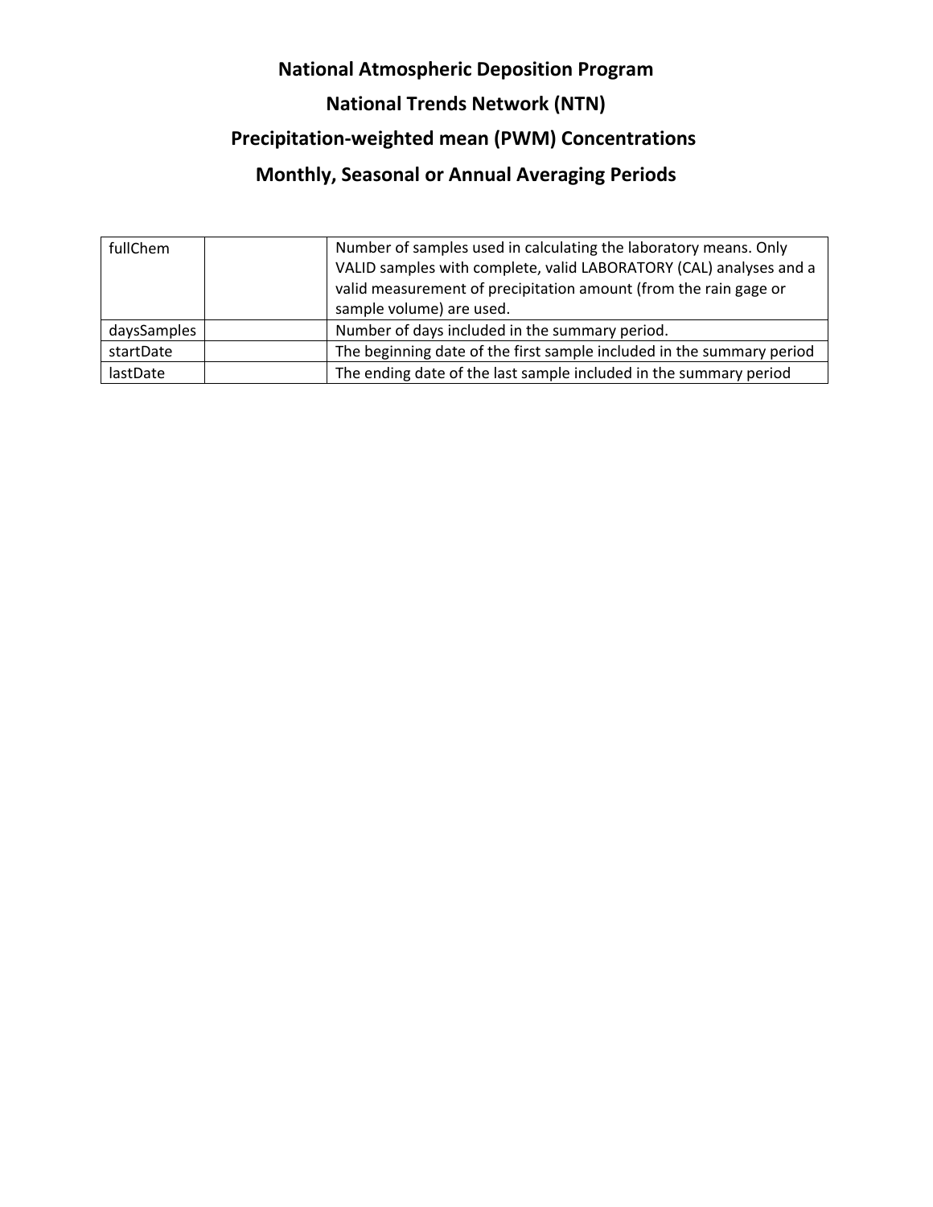# National Atmospheric Deposition Program

# National Trends Network (NTN)

# Precipitation-weighted mean (PWM) Concentrations

# Monthly, Seasonal or Annual Averaging Periods

| | | |
|---|---|---|
| fullChem | | Number of samples used in calculating the laboratory means. Only VALID samples with complete, valid LABORATORY (CAL) analyses and a valid measurement of precipitation amount (from the rain gage or sample volume) are used. |
| daysSamples | | Number of days included in the summary period. |
| startDate | | The beginning date of the first sample included in the summary period |
| lastDate | | The ending date of the last sample included in the summary period |